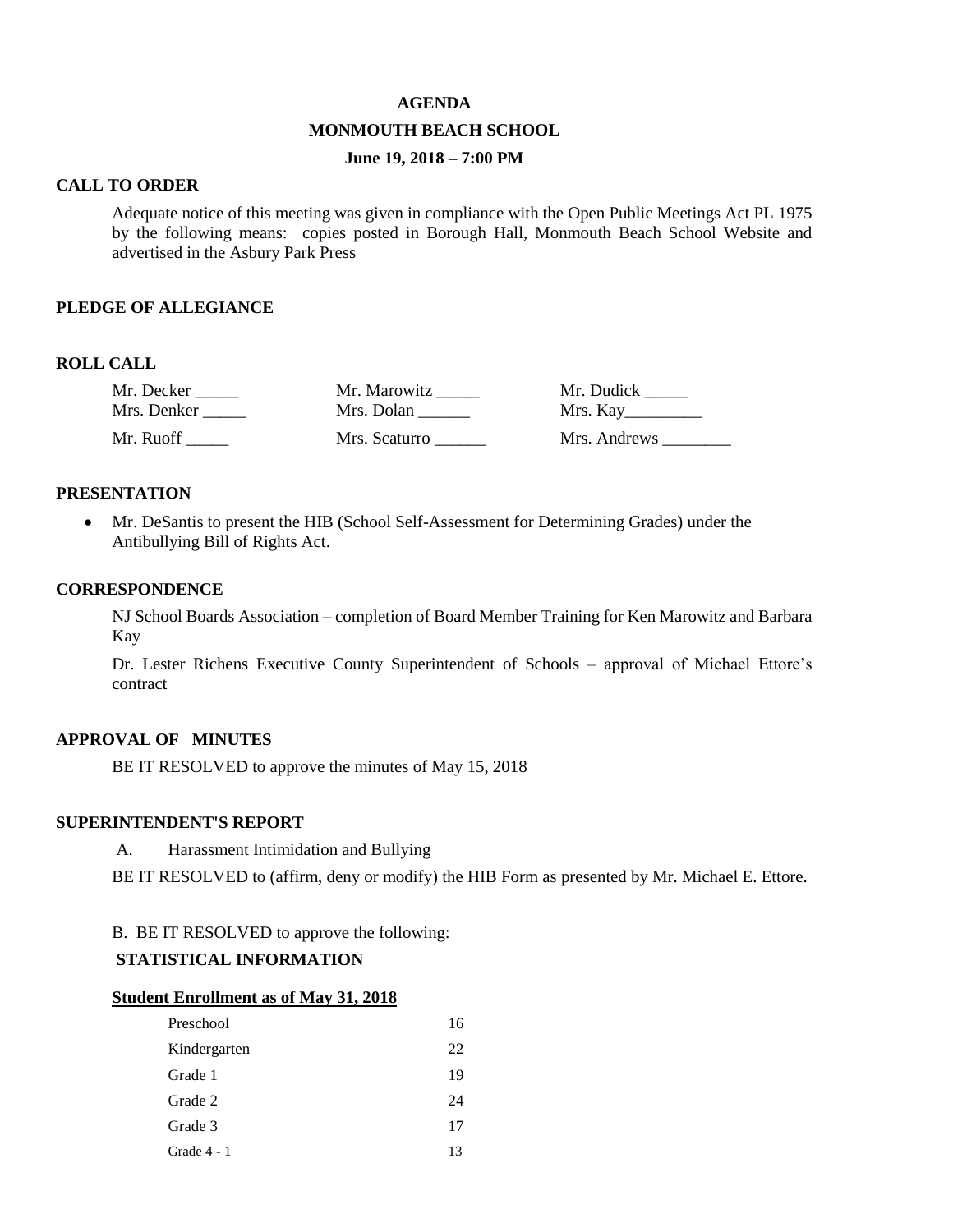# AGENDA

## MONMOUTH BEACH SCHOOL

### June 19, 2018 – 7:00 PM

**CALL TO ORDER**

Adequate notice of this meeting was given in compliance with the Open Public Meetings Act PL 1975 by the following means: copies posted in Borough Hall, Monmouth Beach School Website and advertised in the Asbury Park Press

**PLEDGE OF ALLEGIANCE**

**ROLL CALL**

| | | |
|---|---|---|
| Mr. Decker _____ | Mr. Marowitz _____ | Mr. Dudick _____ |
| Mrs. Denker _____ | Mrs. Dolan ______ | Mrs. Kay_________ |
| Mr. Ruoff _____ | Mrs. Scaturro ______ | Mrs. Andrews ________ |

**PRESENTATION**

- Mr. DeSantis to present the HIB (School Self-Assessment for Determining Grades) under the Antibullying Bill of Rights Act.

**CORRESPONDENCE**

NJ School Boards Association – completion of Board Member Training for Ken Marowitz and Barbara Kay

Dr. Lester Richens Executive County Superintendent of Schools – approval of Michael Ettore's contract

**APPROVAL OF MINUTES**

BE IT RESOLVED to approve the minutes of May 15, 2018

**SUPERINTENDENT'S REPORT**

A. Harassment Intimidation and Bullying

BE IT RESOLVED to (affirm, deny or modify) the HIB Form as presented by Mr. Michael E. Ettore.

B. BE IT RESOLVED to approve the following:

**STATISTICAL INFORMATION**

**Student Enrollment as of May 31, 2018**

| | |
|---|---|
| Preschool | 16 |
| Kindergarten | 22 |
| Grade 1 | 19 |
| Grade 2 | 24 |
| Grade 3 | 17 |
| Grade 4 - 1 | 13 |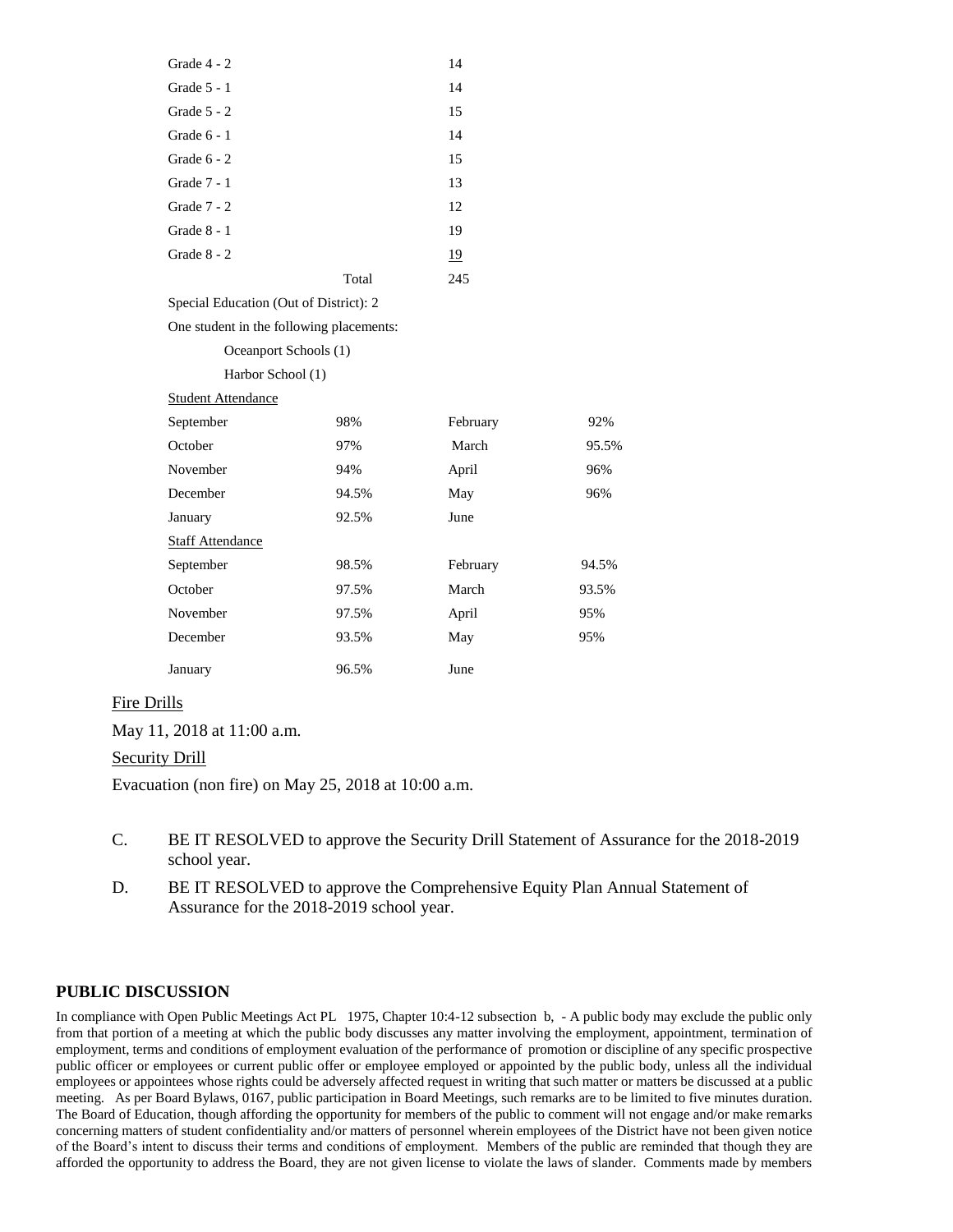| | | |
|---|---|---|
| Grade 4 - 2 | | 14 |
| Grade 5 - 1 | | 14 |
| Grade 5 - 2 | | 15 |
| Grade 6 - 1 | | 14 |
| Grade 6 - 2 | | 15 |
| Grade 7 - 1 | | 13 |
| Grade 7 - 2 | | 12 |
| Grade 8 - 1 | | 19 |
| Grade 8 - 2 | | 19 |
| | Total | 245 |

Special Education (Out of District): 2

One student in the following placements:

Oceanport Schools (1)

Harbor School (1)

Student Attendance

| | | | |
|---|---|---|---|
| September | 98% | February | 92% |
| October | 97% | March | 95.5% |
| November | 94% | April | 96% |
| December | 94.5% | May | 96% |
| January | 92.5% | June | |

Staff Attendance

| | | | |
|---|---|---|---|
| September | 98.5% | February | 94.5% |
| October | 97.5% | March | 93.5% |
| November | 97.5% | April | 95% |
| December | 93.5% | May | 95% |
| January | 96.5% | June | |

Fire Drills

May 11, 2018 at 11:00 a.m.

Security Drill

Evacuation (non fire) on May 25, 2018 at 10:00 a.m.

C. BE IT RESOLVED to approve the Security Drill Statement of Assurance for the 2018-2019 school year.

D. BE IT RESOLVED to approve the Comprehensive Equity Plan Annual Statement of Assurance for the 2018-2019 school year.

## PUBLIC DISCUSSION

In compliance with Open Public Meetings Act PL 1975, Chapter 10:4-12 subsection b, - A public body may exclude the public only from that portion of a meeting at which the public body discusses any matter involving the employment, appointment, termination of employment, terms and conditions of employment evaluation of the performance of promotion or discipline of any specific prospective public officer or employees or current public offer or employee employed or appointed by the public body, unless all the individual employees or appointees whose rights could be adversely affected request in writing that such matter or matters be discussed at a public meeting. As per Board Bylaws, 0167, public participation in Board Meetings, such remarks are to be limited to five minutes duration. The Board of Education, though affording the opportunity for members of the public to comment will not engage and/or make remarks concerning matters of student confidentiality and/or matters of personnel wherein employees of the District have not been given notice of the Board's intent to discuss their terms and conditions of employment. Members of the public are reminded that though they are afforded the opportunity to address the Board, they are not given license to violate the laws of slander. Comments made by members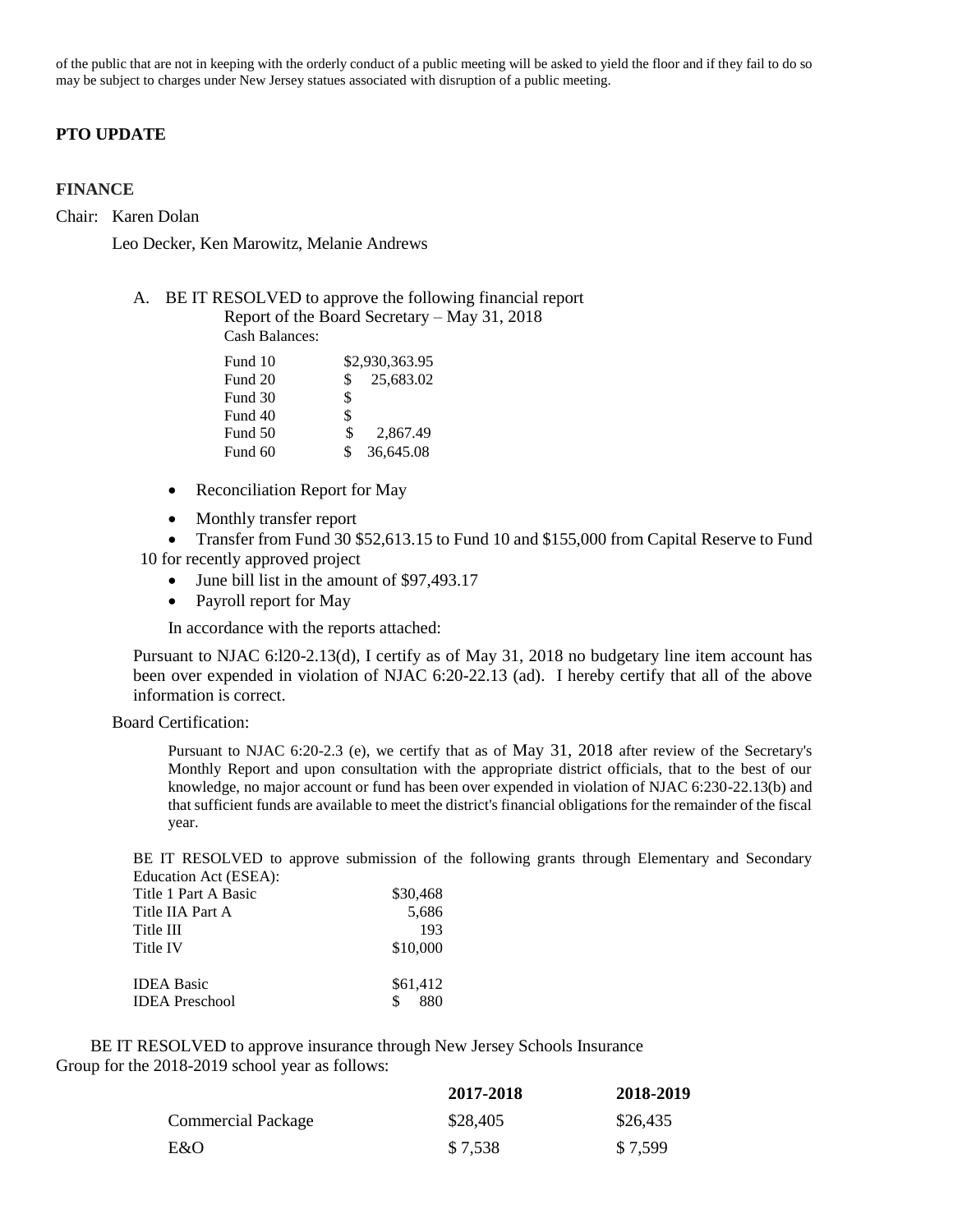of the public that are not in keeping with the orderly conduct of a public meeting will be asked to yield the floor and if they fail to do so may be subject to charges under New Jersey statues associated with disruption of a public meeting.

**PTO UPDATE**

**FINANCE**

Chair: Karen Dolan

Leo Decker, Ken Marowitz, Melanie Andrews

A. BE IT RESOLVED to approve the following financial report

Report of the Board Secretary – May 31, 2018

Cash Balances:

| | |
|---|---|
| Fund 10 | $2,930,363.95 |
| Fund 20 | $ 25,683.02 |
| Fund 30 | $ |
| Fund 40 | $ |
| Fund 50 | $ 2,867.49 |
| Fund 60 | $ 36,645.08 |

- Reconciliation Report for May
- Monthly transfer report
- Transfer from Fund 30 $52,613.15 to Fund 10 and $155,000 from Capital Reserve to Fund 10 for recently approved project
- June bill list in the amount of $97,493.17
- Payroll report for May

In accordance with the reports attached:

Pursuant to NJAC 6:l20-2.13(d), I certify as of May 31, 2018 no budgetary line item account has been over expended in violation of NJAC 6:20-22.13 (ad). I hereby certify that all of the above information is correct.

Board Certification:

Pursuant to NJAC 6:20-2.3 (e), we certify that as of May 31, 2018 after review of the Secretary's Monthly Report and upon consultation with the appropriate district officials, that to the best of our knowledge, no major account or fund has been over expended in violation of NJAC 6:230-22.13(b) and that sufficient funds are available to meet the district's financial obligations for the remainder of the fiscal year.

BE IT RESOLVED to approve submission of the following grants through Elementary and Secondary Education Act (ESEA):

| | |
|---|---|
| Title 1 Part A Basic | $30,468 |
| Title IIA Part A | 5,686 |
| Title III | 193 |
| Title IV | $10,000 |
| | |
| IDEA Basic | $61,412 |
| IDEA Preschool | $ 880 |

BE IT RESOLVED to approve insurance through New Jersey Schools Insurance Group for the 2018-2019 school year as follows:

| | 2017-2018 | 2018-2019 |
|---|---|---|
| Commercial Package | $28,405 | $26,435 |
| E&O | $ 7,538 | $ 7,599 |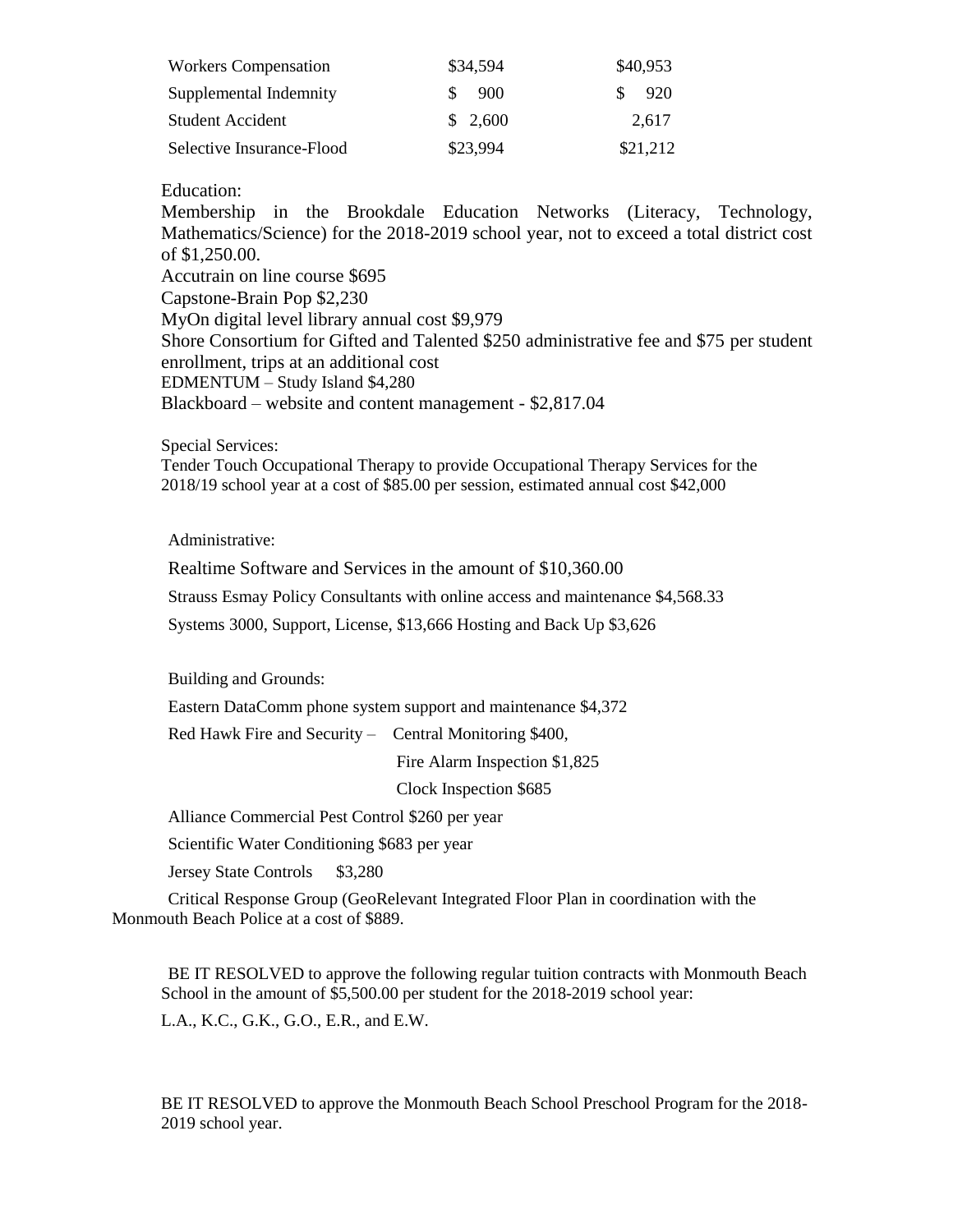| Workers Compensation | \$34,594 | \$40,953 |
| --- | --- | --- |
| Supplemental Indemnity | \$ 900 | \$ 920 |
| Student Accident | \$ 2,600 | 2,617 |
| Selective Insurance-Flood | \$23,994 | \$21,212 |

Education:

Membership in the Brookdale Education Networks (Literacy, Technology, Mathematics/Science) for the 2018-2019 school year, not to exceed a total district cost of $1,250.00.

Accutrain on line course $695

Capstone-Brain Pop $2,230

MyOn digital level library annual cost $9,979

Shore Consortium for Gifted and Talented $250 administrative fee and $75 per student enrollment, trips at an additional cost

EDMENTUM – Study Island $4,280

Blackboard – website and content management - $2,817.04

Special Services:

Tender Touch Occupational Therapy to provide Occupational Therapy Services for the 2018/19 school year at a cost of $85.00 per session, estimated annual cost $42,000

Administrative:

Realtime Software and Services in the amount of $10,360.00

Strauss Esmay Policy Consultants with online access and maintenance $4,568.33

Systems 3000, Support, License, $13,666 Hosting and Back Up $3,626

Building and Grounds:

Eastern DataComm phone system support and maintenance $4,372

Red Hawk Fire and Security – Central Monitoring $400,

Fire Alarm Inspection $1,825

Clock Inspection $685

Alliance Commercial Pest Control $260 per year

Scientific Water Conditioning $683 per year

Jersey State Controls $3,280

Critical Response Group (GeoRelevant Integrated Floor Plan in coordination with the Monmouth Beach Police at a cost of $889.

BE IT RESOLVED to approve the following regular tuition contracts with Monmouth Beach School in the amount of $5,500.00 per student for the 2018-2019 school year:

L.A., K.C., G.K., G.O., E.R., and E.W.

BE IT RESOLVED to approve the Monmouth Beach School Preschool Program for the 2018-2019 school year.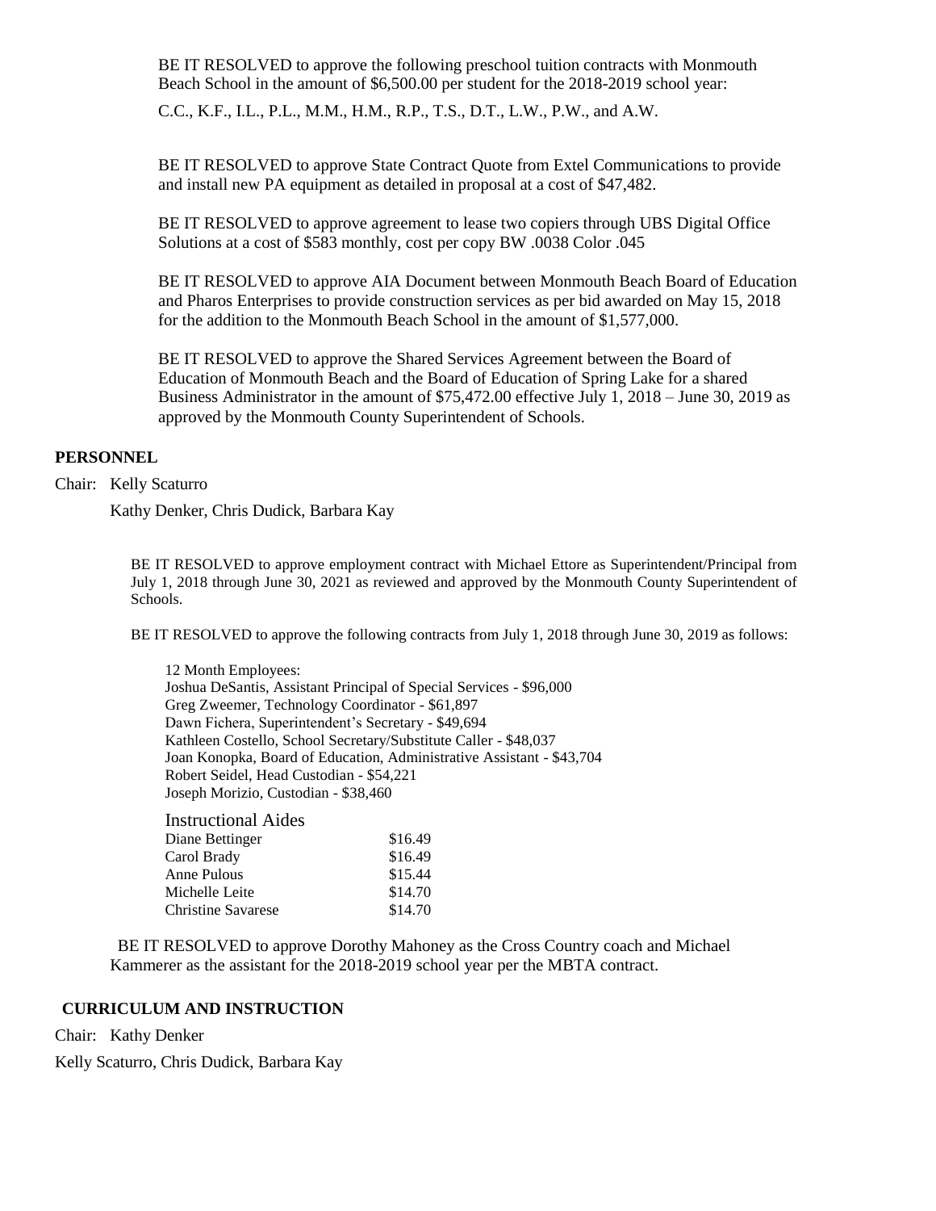BE IT RESOLVED to approve the following preschool tuition contracts with Monmouth Beach School in the amount of $6,500.00 per student for the 2018-2019 school year:

C.C., K.F., I.L., P.L., M.M., H.M., R.P., T.S., D.T., L.W., P.W., and A.W.

BE IT RESOLVED to approve State Contract Quote from Extel Communications to provide and install new PA equipment as detailed in proposal at a cost of $47,482.

BE IT RESOLVED to approve agreement to lease two copiers through UBS Digital Office Solutions at a cost of $583 monthly, cost per copy BW .0038 Color .045

BE IT RESOLVED to approve AIA Document between Monmouth Beach Board of Education and Pharos Enterprises to provide construction services as per bid awarded on May 15, 2018 for the addition to the Monmouth Beach School in the amount of $1,577,000.

BE IT RESOLVED to approve the Shared Services Agreement between the Board of Education of Monmouth Beach and the Board of Education of Spring Lake for a shared Business Administrator in the amount of $75,472.00 effective July 1, 2018 – June 30, 2019 as approved by the Monmouth County Superintendent of Schools.

**PERSONNEL**

Chair: Kelly Scaturro

Kathy Denker, Chris Dudick, Barbara Kay

BE IT RESOLVED to approve employment contract with Michael Ettore as Superintendent/Principal from July 1, 2018 through June 30, 2021 as reviewed and approved by the Monmouth County Superintendent of Schools.

BE IT RESOLVED to approve the following contracts from July 1, 2018 through June 30, 2019 as follows:

12 Month Employees:
Joshua DeSantis, Assistant Principal of Special Services - $96,000
Greg Zweemer, Technology Coordinator - $61,897
Dawn Fichera, Superintendent's Secretary - $49,694
Kathleen Costello, School Secretary/Substitute Caller - $48,037
Joan Konopka, Board of Education, Administrative Assistant - $43,704
Robert Seidel, Head Custodian - $54,221
Joseph Morizio, Custodian - $38,460

| Instructional Aides | |
|---|---|
| Diane Bettinger | $16.49 |
| Carol Brady | $16.49 |
| Anne Pulous | $15.44 |
| Michelle Leite | $14.70 |
| Christine Savarese | $14.70 |

BE IT RESOLVED to approve Dorothy Mahoney as the Cross Country coach and Michael Kammerer as the assistant for the 2018-2019 school year per the MBTA contract.

**CURRICULUM AND INSTRUCTION**

Chair: Kathy Denker

Kelly Scaturro, Chris Dudick, Barbara Kay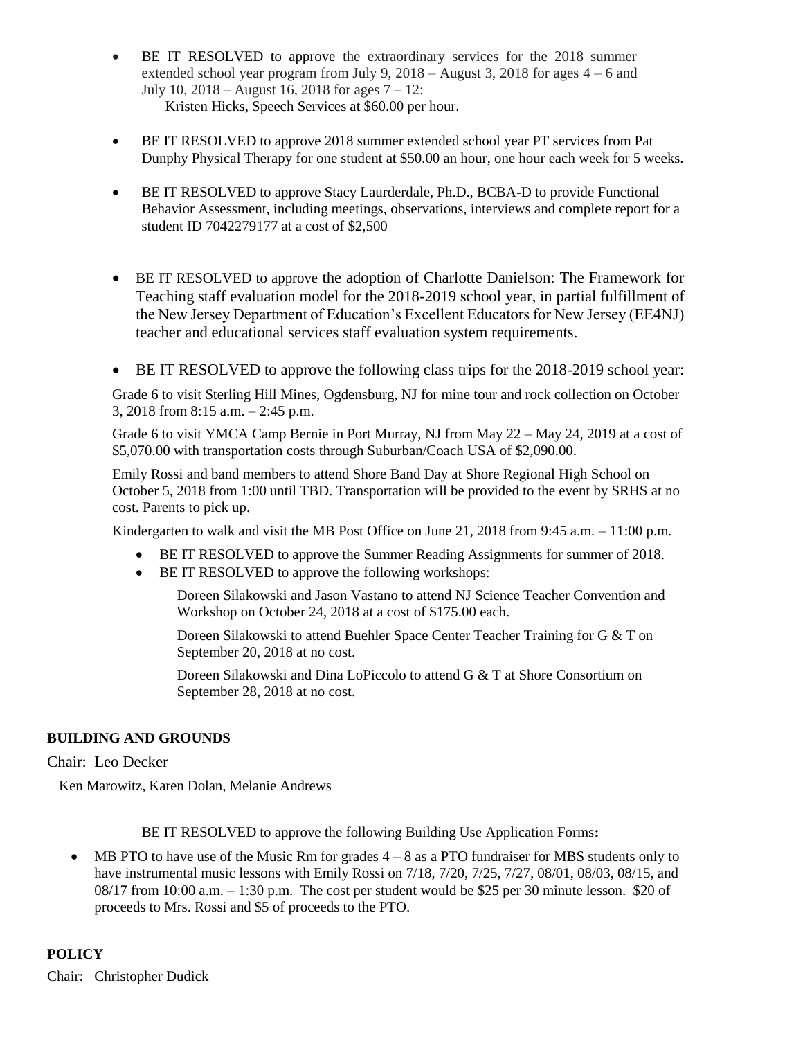- BE IT RESOLVED to approve the extraordinary services for the 2018 summer extended school year program from July 9, 2018 – August 3, 2018 for ages 4 – 6 and July 10, 2018 – August 16, 2018 for ages 7 – 12:
  Kristen Hicks, Speech Services at $60.00 per hour.

- BE IT RESOLVED to approve 2018 summer extended school year PT services from Pat Dunphy Physical Therapy for one student at $50.00 an hour, one hour each week for 5 weeks.

- BE IT RESOLVED to approve Stacy Laurderdale, Ph.D., BCBA-D to provide Functional Behavior Assessment, including meetings, observations, interviews and complete report for a student ID 7042279177 at a cost of $2,500

- BE IT RESOLVED to approve the adoption of Charlotte Danielson: The Framework for Teaching staff evaluation model for the 2018-2019 school year, in partial fulfillment of the New Jersey Department of Education's Excellent Educators for New Jersey (EE4NJ) teacher and educational services staff evaluation system requirements.

- BE IT RESOLVED to approve the following class trips for the 2018-2019 school year:

Grade 6 to visit Sterling Hill Mines, Ogdensburg, NJ for mine tour and rock collection on October 3, 2018 from 8:15 a.m. – 2:45 p.m.

Grade 6 to visit YMCA Camp Bernie in Port Murray, NJ from May 22 – May 24, 2019 at a cost of $5,070.00 with transportation costs through Suburban/Coach USA of $2,090.00.

Emily Rossi and band members to attend Shore Band Day at Shore Regional High School on October 5, 2018 from 1:00 until TBD. Transportation will be provided to the event by SRHS at no cost. Parents to pick up.

Kindergarten to walk and visit the MB Post Office on June 21, 2018 from 9:45 a.m. – 11:00 p.m.

- BE IT RESOLVED to approve the Summer Reading Assignments for summer of 2018.
- BE IT RESOLVED to approve the following workshops:

  Doreen Silakowski and Jason Vastano to attend NJ Science Teacher Convention and Workshop on October 24, 2018 at a cost of $175.00 each.

  Doreen Silakowski to attend Buehler Space Center Teacher Training for G & T on September 20, 2018 at no cost.

  Doreen Silakowski and Dina LoPiccolo to attend G & T at Shore Consortium on September 28, 2018 at no cost.

**BUILDING AND GROUNDS**

Chair: Leo Decker

Ken Marowitz, Karen Dolan, Melanie Andrews

BE IT RESOLVED to approve the following Building Use Application Forms**:**

- MB PTO to have use of the Music Rm for grades 4 – 8 as a PTO fundraiser for MBS students only to have instrumental music lessons with Emily Rossi on 7/18, 7/20, 7/25, 7/27, 08/01, 08/03, 08/15, and 08/17 from 10:00 a.m. – 1:30 p.m. The cost per student would be $25 per 30 minute lesson. $20 of proceeds to Mrs. Rossi and $5 of proceeds to the PTO.

**POLICY**

Chair: Christopher Dudick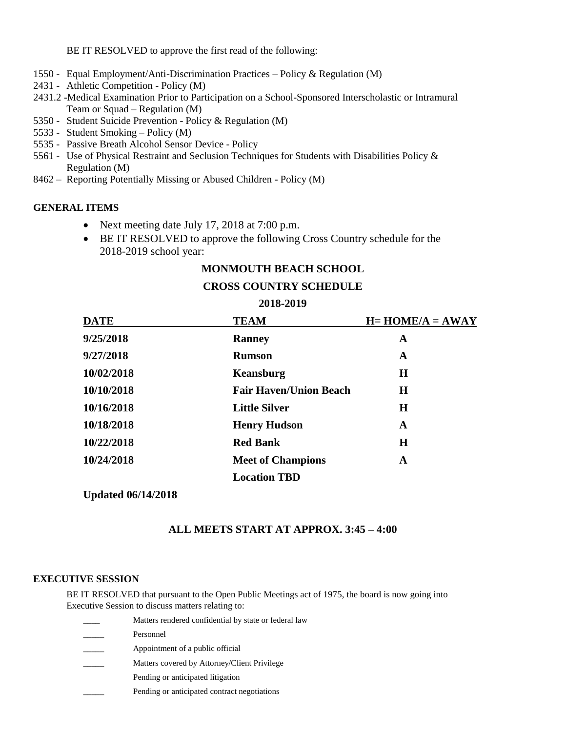BE IT RESOLVED to approve the first read of the following:

1550 - Equal Employment/Anti-Discrimination Practices – Policy & Regulation (M)
2431 - Athletic Competition - Policy (M)
2431.2 -Medical Examination Prior to Participation on a School-Sponsored Interscholastic or Intramural Team or Squad – Regulation (M)
5350 - Student Suicide Prevention - Policy & Regulation (M)
5533 - Student Smoking – Policy (M)
5535 - Passive Breath Alcohol Sensor Device - Policy
5561 - Use of Physical Restraint and Seclusion Techniques for Students with Disabilities Policy & Regulation (M)
8462 – Reporting Potentially Missing or Abused Children - Policy (M)

**GENERAL ITEMS**

- Next meeting date July 17, 2018 at 7:00 p.m.
- BE IT RESOLVED to approve the following Cross Country schedule for the 2018-2019 school year:

**MONMOUTH BEACH SCHOOL**

**CROSS COUNTRY SCHEDULE**

**2018-2019**

| DATE | TEAM | H= HOME/A = AWAY |
|---|---|---|
| 9/25/2018 | Ranney | A |
| 9/27/2018 | Rumson | A |
| 10/02/2018 | Keansburg | H |
| 10/10/2018 | Fair Haven/Union Beach | H |
| 10/16/2018 | Little Silver | H |
| 10/18/2018 | Henry Hudson | A |
| 10/22/2018 | Red Bank | H |
| 10/24/2018 | Meet of Champions | A |
| | Location TBD | |

**Updated 06/14/2018**

**ALL MEETS START AT APPROX. 3:45 – 4:00**

**EXECUTIVE SESSION**

BE IT RESOLVED that pursuant to the Open Public Meetings act of 1975, the board is now going into Executive Session to discuss matters relating to:

____ Matters rendered confidential by state or federal law
_____ Personnel
_____ Appointment of a public official
_____ Matters covered by Attorney/Client Privilege
____ Pending or anticipated litigation
_____ Pending or anticipated contract negotiations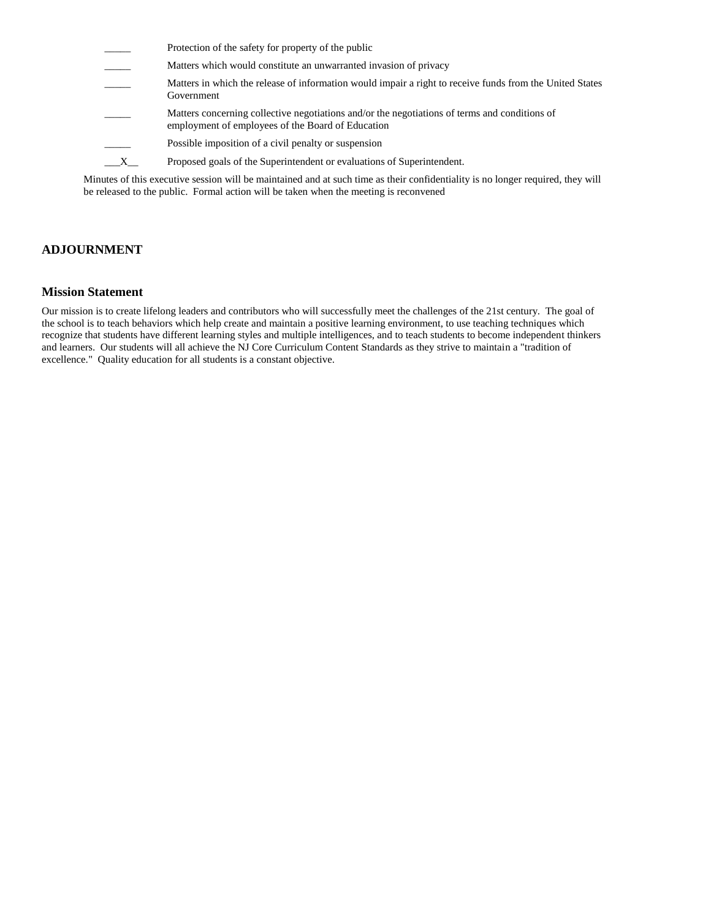_____ Protection of the safety for property of the public

_____ Matters which would constitute an unwarranted invasion of privacy

_____ Matters in which the release of information would impair a right to receive funds from the United States Government

_____ Matters concerning collective negotiations and/or the negotiations of terms and conditions of employment of employees of the Board of Education

_____ Possible imposition of a civil penalty or suspension

___X__ Proposed goals of the Superintendent or evaluations of Superintendent.

Minutes of this executive session will be maintained and at such time as their confidentiality is no longer required, they will be released to the public. Formal action will be taken when the meeting is reconvened

## ADJOURNMENT

## Mission Statement

Our mission is to create lifelong leaders and contributors who will successfully meet the challenges of the 21st century. The goal of the school is to teach behaviors which help create and maintain a positive learning environment, to use teaching techniques which recognize that students have different learning styles and multiple intelligences, and to teach students to become independent thinkers and learners. Our students will all achieve the NJ Core Curriculum Content Standards as they strive to maintain a "tradition of excellence." Quality education for all students is a constant objective.